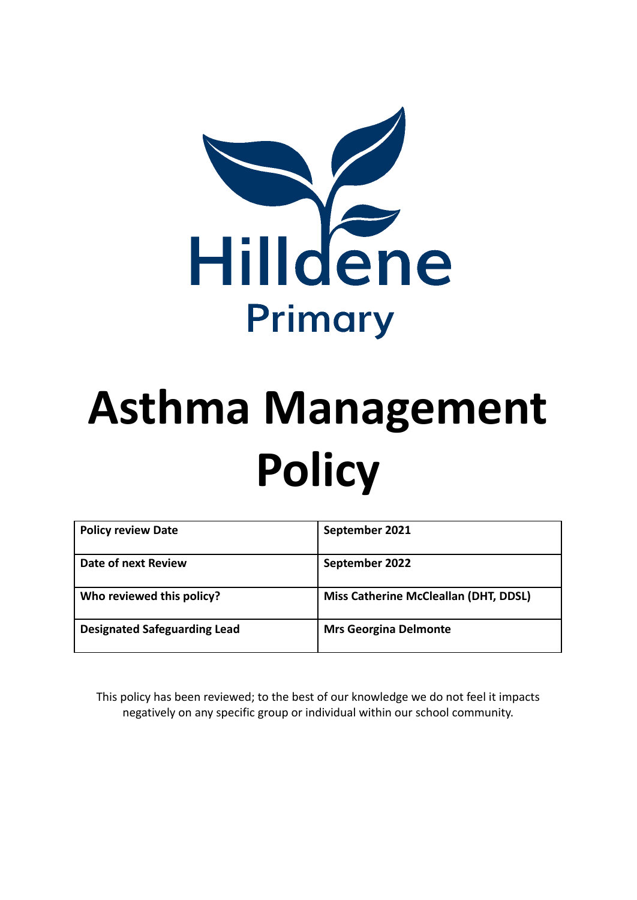Hilldene

Primary

# Asthma Management Policy

| Policy review Date | September 2021 |
|---|---|
| Date of next Review | September 2022 |
| Who reviewed this policy? | Miss Catherine McCleallan (DHT, DDSL) |
| Designated Safeguarding Lead | Mrs Georgina Delmonte |

This policy has been reviewed; to the best of our knowledge we do not feel it impacts negatively on any specific group or individual within our school community.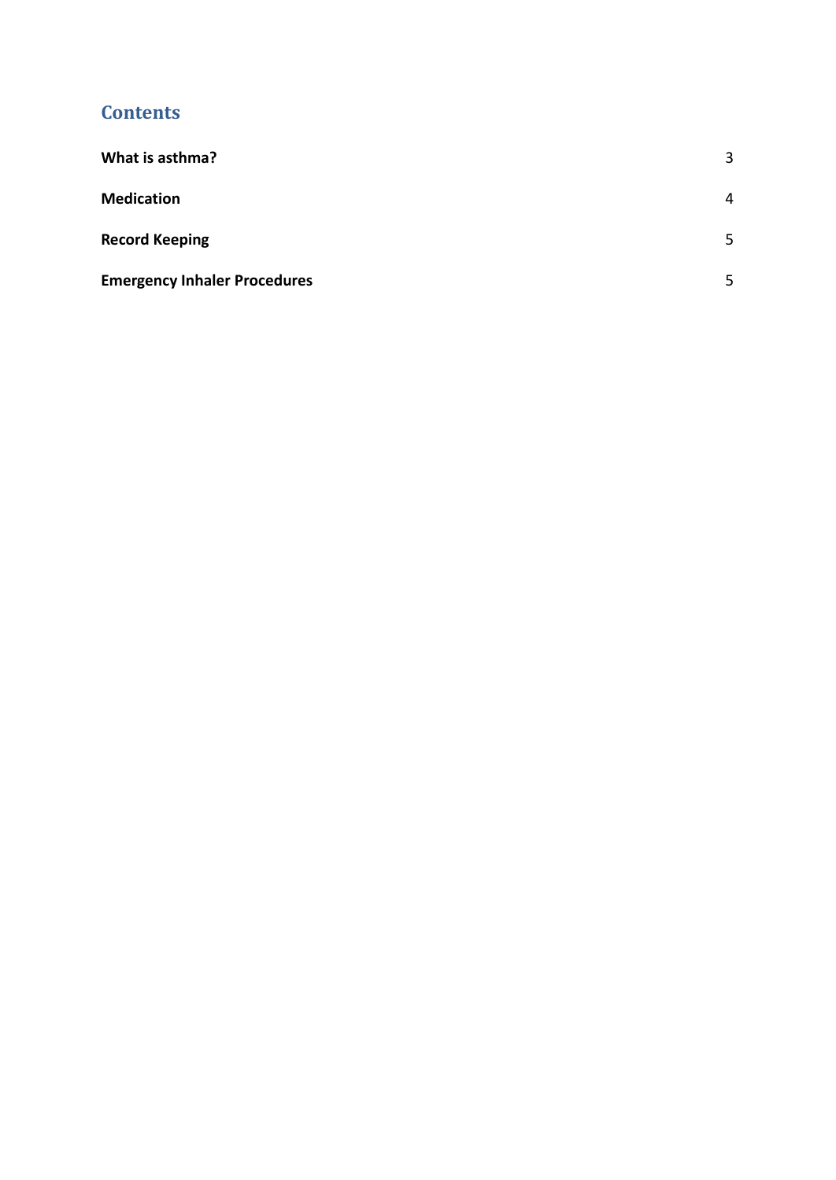## Contents

| | |
|---|---|
| **What is asthma?** | 3 |
| **Medication** | 4 |
| **Record Keeping** | 5 |
| **Emergency Inhaler Procedures** | 5 |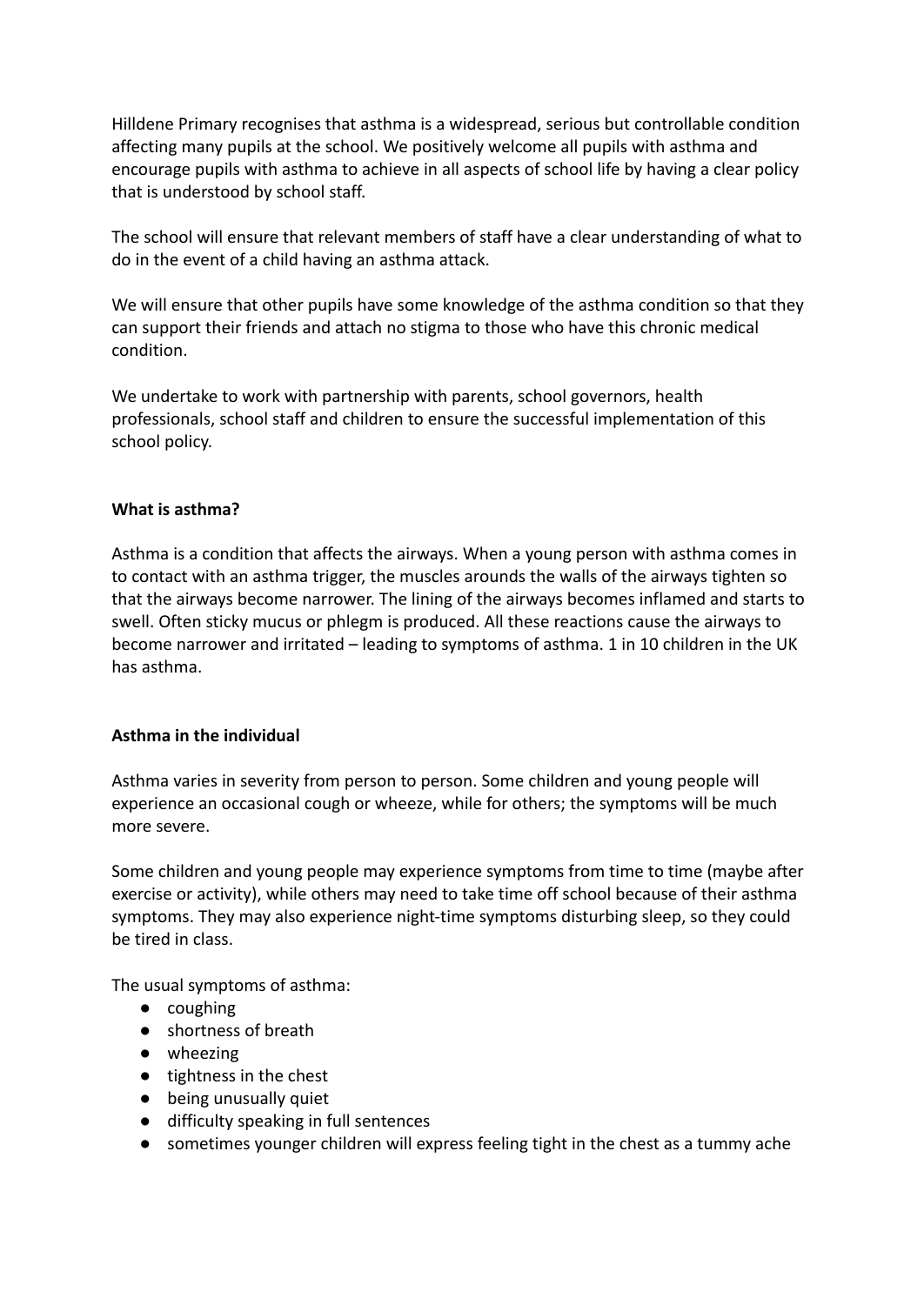Hilldene Primary recognises that asthma is a widespread, serious but controllable condition affecting many pupils at the school. We positively welcome all pupils with asthma and encourage pupils with asthma to achieve in all aspects of school life by having a clear policy that is understood by school staff.

The school will ensure that relevant members of staff have a clear understanding of what to do in the event of a child having an asthma attack.

We will ensure that other pupils have some knowledge of the asthma condition so that they can support their friends and attach no stigma to those who have this chronic medical condition.

We undertake to work with partnership with parents, school governors, health professionals, school staff and children to ensure the successful implementation of this school policy.

**What is asthma?**

Asthma is a condition that affects the airways. When a young person with asthma comes in to contact with an asthma trigger, the muscles arounds the walls of the airways tighten so that the airways become narrower. The lining of the airways becomes inflamed and starts to swell. Often sticky mucus or phlegm is produced. All these reactions cause the airways to become narrower and irritated – leading to symptoms of asthma. 1 in 10 children in the UK has asthma.

**Asthma in the individual**

Asthma varies in severity from person to person. Some children and young people will experience an occasional cough or wheeze, while for others; the symptoms will be much more severe.

Some children and young people may experience symptoms from time to time (maybe after exercise or activity), while others may need to take time off school because of their asthma symptoms. They may also experience night-time symptoms disturbing sleep, so they could be tired in class.

The usual symptoms of asthma:

- coughing
- shortness of breath
- wheezing
- tightness in the chest
- being unusually quiet
- difficulty speaking in full sentences
- sometimes younger children will express feeling tight in the chest as a tummy ache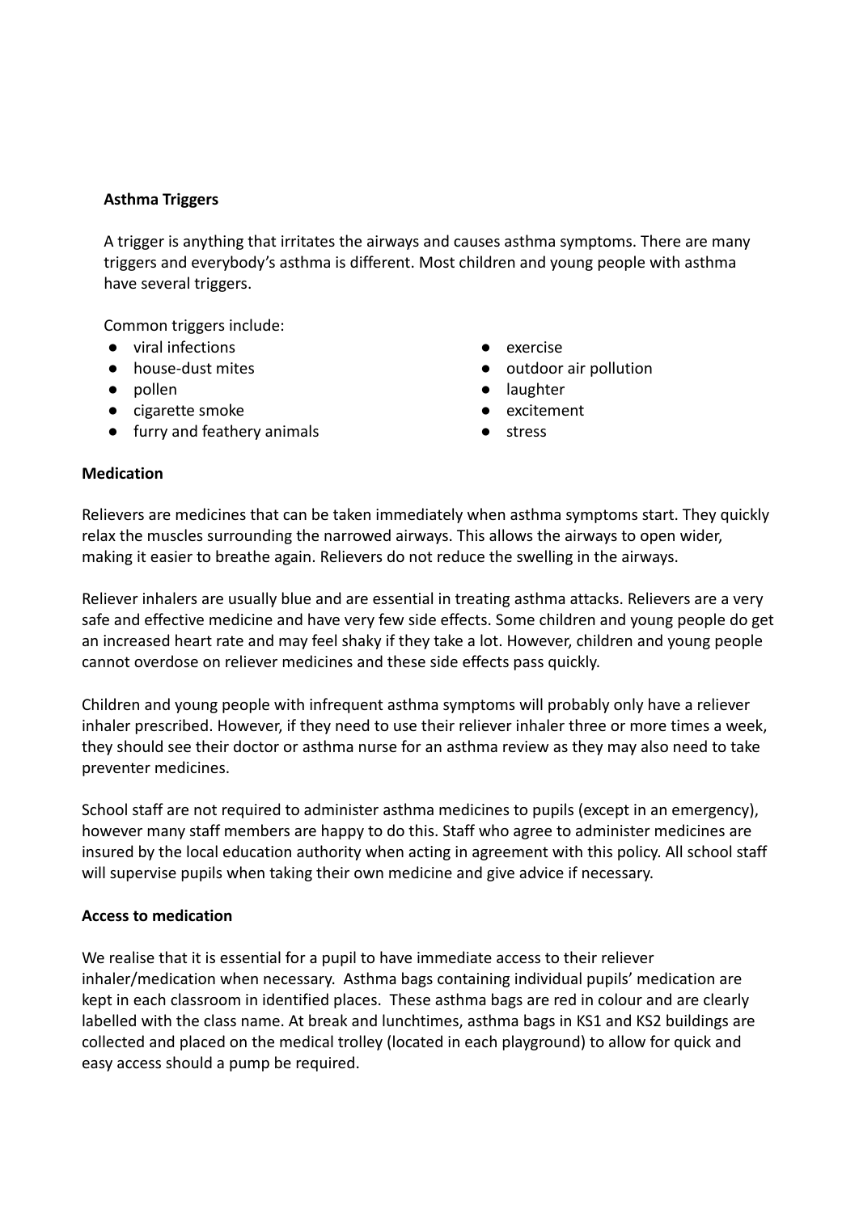**Asthma Triggers**

A trigger is anything that irritates the airways and causes asthma symptoms. There are many triggers and everybody's asthma is different. Most children and young people with asthma have several triggers.

Common triggers include:

- viral infections
- house-dust mites
- pollen
- cigarette smoke
- furry and feathery animals
- exercise
- outdoor air pollution
- laughter
- excitement
- stress

**Medication**

Relievers are medicines that can be taken immediately when asthma symptoms start. They quickly relax the muscles surrounding the narrowed airways. This allows the airways to open wider, making it easier to breathe again. Relievers do not reduce the swelling in the airways.

Reliever inhalers are usually blue and are essential in treating asthma attacks. Relievers are a very safe and effective medicine and have very few side effects. Some children and young people do get an increased heart rate and may feel shaky if they take a lot. However, children and young people cannot overdose on reliever medicines and these side effects pass quickly.

Children and young people with infrequent asthma symptoms will probably only have a reliever inhaler prescribed. However, if they need to use their reliever inhaler three or more times a week, they should see their doctor or asthma nurse for an asthma review as they may also need to take preventer medicines.

School staff are not required to administer asthma medicines to pupils (except in an emergency), however many staff members are happy to do this. Staff who agree to administer medicines are insured by the local education authority when acting in agreement with this policy. All school staff will supervise pupils when taking their own medicine and give advice if necessary.

**Access to medication**

We realise that it is essential for a pupil to have immediate access to their reliever inhaler/medication when necessary. Asthma bags containing individual pupils' medication are kept in each classroom in identified places. These asthma bags are red in colour and are clearly labelled with the class name. At break and lunchtimes, asthma bags in KS1 and KS2 buildings are collected and placed on the medical trolley (located in each playground) to allow for quick and easy access should a pump be required.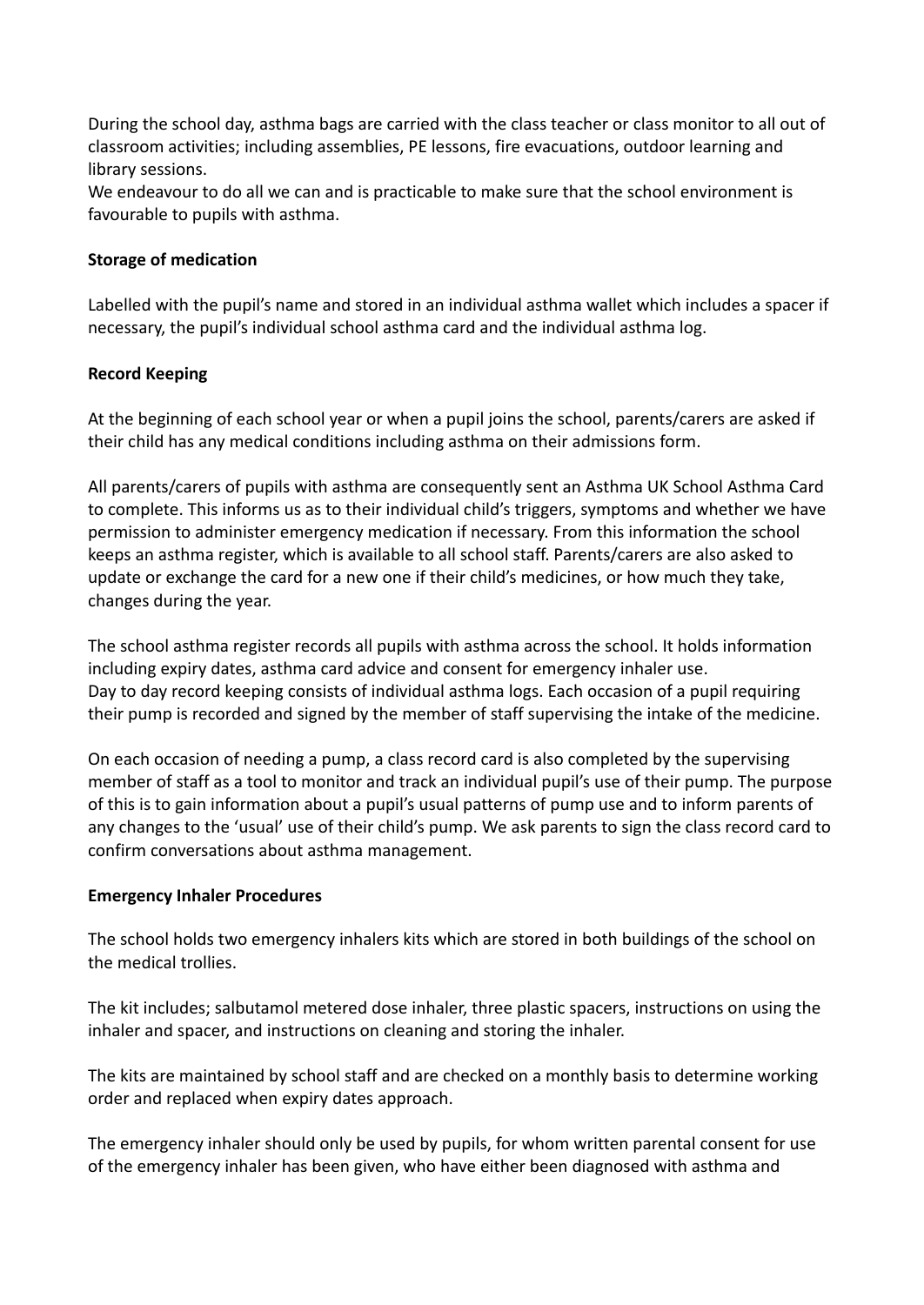During the school day, asthma bags are carried with the class teacher or class monitor to all out of classroom activities; including assemblies, PE lessons, fire evacuations, outdoor learning and library sessions.
We endeavour to do all we can and is practicable to make sure that the school environment is favourable to pupils with asthma.

**Storage of medication**

Labelled with the pupil's name and stored in an individual asthma wallet which includes a spacer if necessary, the pupil's individual school asthma card and the individual asthma log.

**Record Keeping**

At the beginning of each school year or when a pupil joins the school, parents/carers are asked if their child has any medical conditions including asthma on their admissions form.

All parents/carers of pupils with asthma are consequently sent an Asthma UK School Asthma Card to complete. This informs us as to their individual child's triggers, symptoms and whether we have permission to administer emergency medication if necessary. From this information the school keeps an asthma register, which is available to all school staff. Parents/carers are also asked to update or exchange the card for a new one if their child's medicines, or how much they take, changes during the year.

The school asthma register records all pupils with asthma across the school. It holds information including expiry dates, asthma card advice and consent for emergency inhaler use.
Day to day record keeping consists of individual asthma logs. Each occasion of a pupil requiring their pump is recorded and signed by the member of staff supervising the intake of the medicine.

On each occasion of needing a pump, a class record card is also completed by the supervising member of staff as a tool to monitor and track an individual pupil's use of their pump. The purpose of this is to gain information about a pupil's usual patterns of pump use and to inform parents of any changes to the 'usual' use of their child's pump. We ask parents to sign the class record card to confirm conversations about asthma management.

**Emergency Inhaler Procedures**

The school holds two emergency inhalers kits which are stored in both buildings of the school on the medical trollies.

The kit includes; salbutamol metered dose inhaler, three plastic spacers, instructions on using the inhaler and spacer, and instructions on cleaning and storing the inhaler.

The kits are maintained by school staff and are checked on a monthly basis to determine working order and replaced when expiry dates approach.

The emergency inhaler should only be used by pupils, for whom written parental consent for use of the emergency inhaler has been given, who have either been diagnosed with asthma and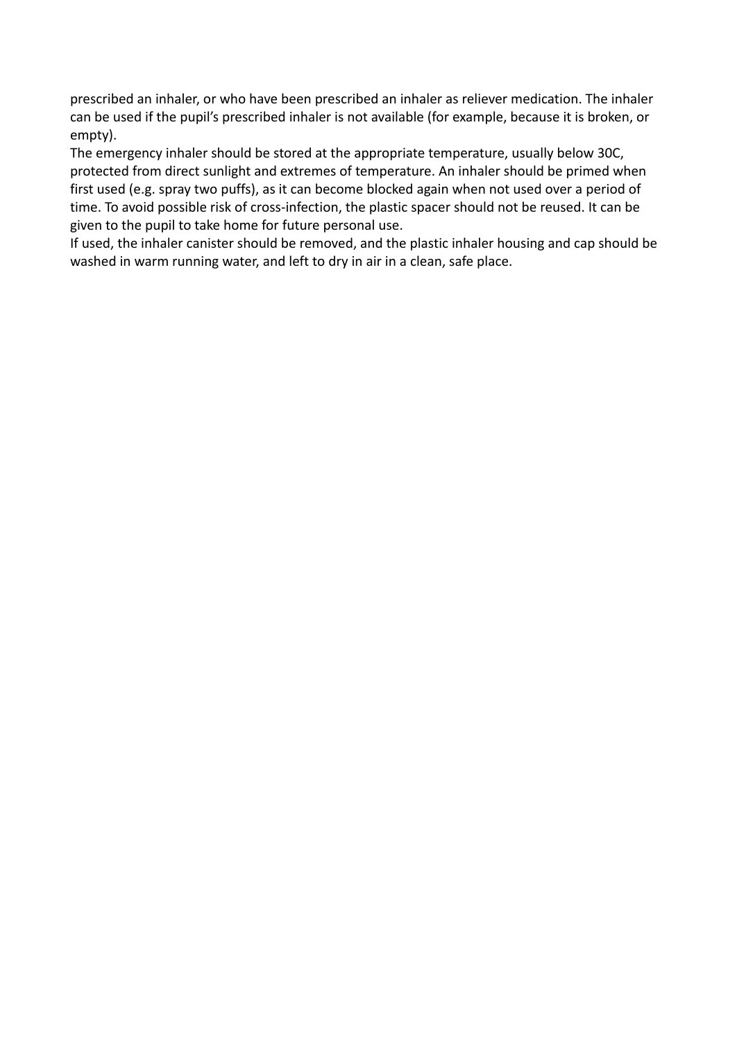prescribed an inhaler, or who have been prescribed an inhaler as reliever medication. The inhaler can be used if the pupil's prescribed inhaler is not available (for example, because it is broken, or empty).

The emergency inhaler should be stored at the appropriate temperature, usually below 30C, protected from direct sunlight and extremes of temperature. An inhaler should be primed when first used (e.g. spray two puffs), as it can become blocked again when not used over a period of time. To avoid possible risk of cross-infection, the plastic spacer should not be reused. It can be given to the pupil to take home for future personal use.

If used, the inhaler canister should be removed, and the plastic inhaler housing and cap should be washed in warm running water, and left to dry in air in a clean, safe place.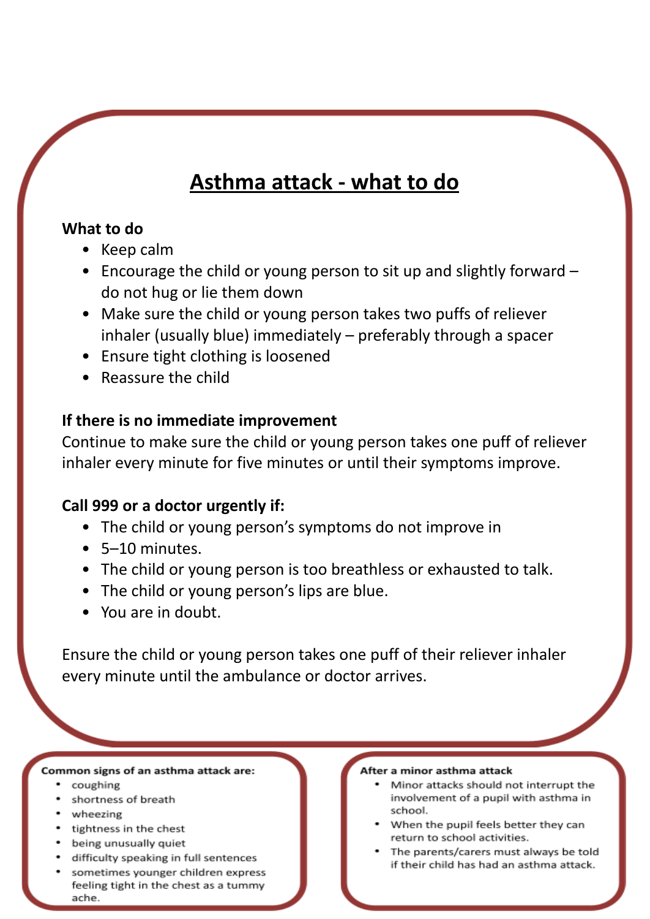# Asthma attack - what to do

**What to do**

- Keep calm
- Encourage the child or young person to sit up and slightly forward – do not hug or lie them down
- Make sure the child or young person takes two puffs of reliever inhaler (usually blue) immediately – preferably through a spacer
- Ensure tight clothing is loosened
- Reassure the child

**If there is no immediate improvement**

Continue to make sure the child or young person takes one puff of reliever inhaler every minute for five minutes or until their symptoms improve.

**Call 999 or a doctor urgently if:**

- The child or young person's symptoms do not improve in
- 5–10 minutes.
- The child or young person is too breathless or exhausted to talk.
- The child or young person's lips are blue.
- You are in doubt.

Ensure the child or young person takes one puff of their reliever inhaler every minute until the ambulance or doctor arrives.

**Common signs of an asthma attack are:**

- coughing
- shortness of breath
- wheezing
- tightness in the chest
- being unusually quiet
- difficulty speaking in full sentences
- sometimes younger children express feeling tight in the chest as a tummy ache.

**After a minor asthma attack**

- Minor attacks should not interrupt the involvement of a pupil with asthma in school.
- When the pupil feels better they can return to school activities.
- The parents/carers must always be told if their child has had an asthma attack.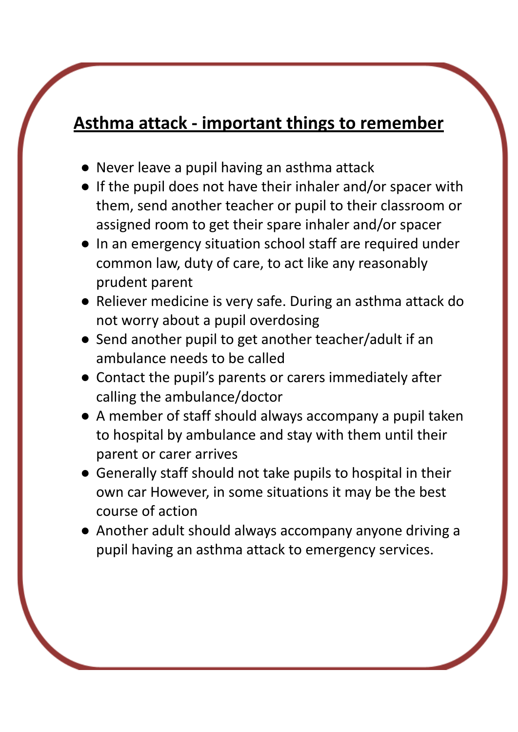## **<u>Asthma attack - important things to remember</u>**

- Never leave a pupil having an asthma attack
- If the pupil does not have their inhaler and/or spacer with them, send another teacher or pupil to their classroom or assigned room to get their spare inhaler and/or spacer
- In an emergency situation school staff are required under common law, duty of care, to act like any reasonably prudent parent
- Reliever medicine is very safe. During an asthma attack do not worry about a pupil overdosing
- Send another pupil to get another teacher/adult if an ambulance needs to be called
- Contact the pupil's parents or carers immediately after calling the ambulance/doctor
- A member of staff should always accompany a pupil taken to hospital by ambulance and stay with them until their parent or carer arrives
- Generally staff should not take pupils to hospital in their own car However, in some situations it may be the best course of action
- Another adult should always accompany anyone driving a pupil having an asthma attack to emergency services.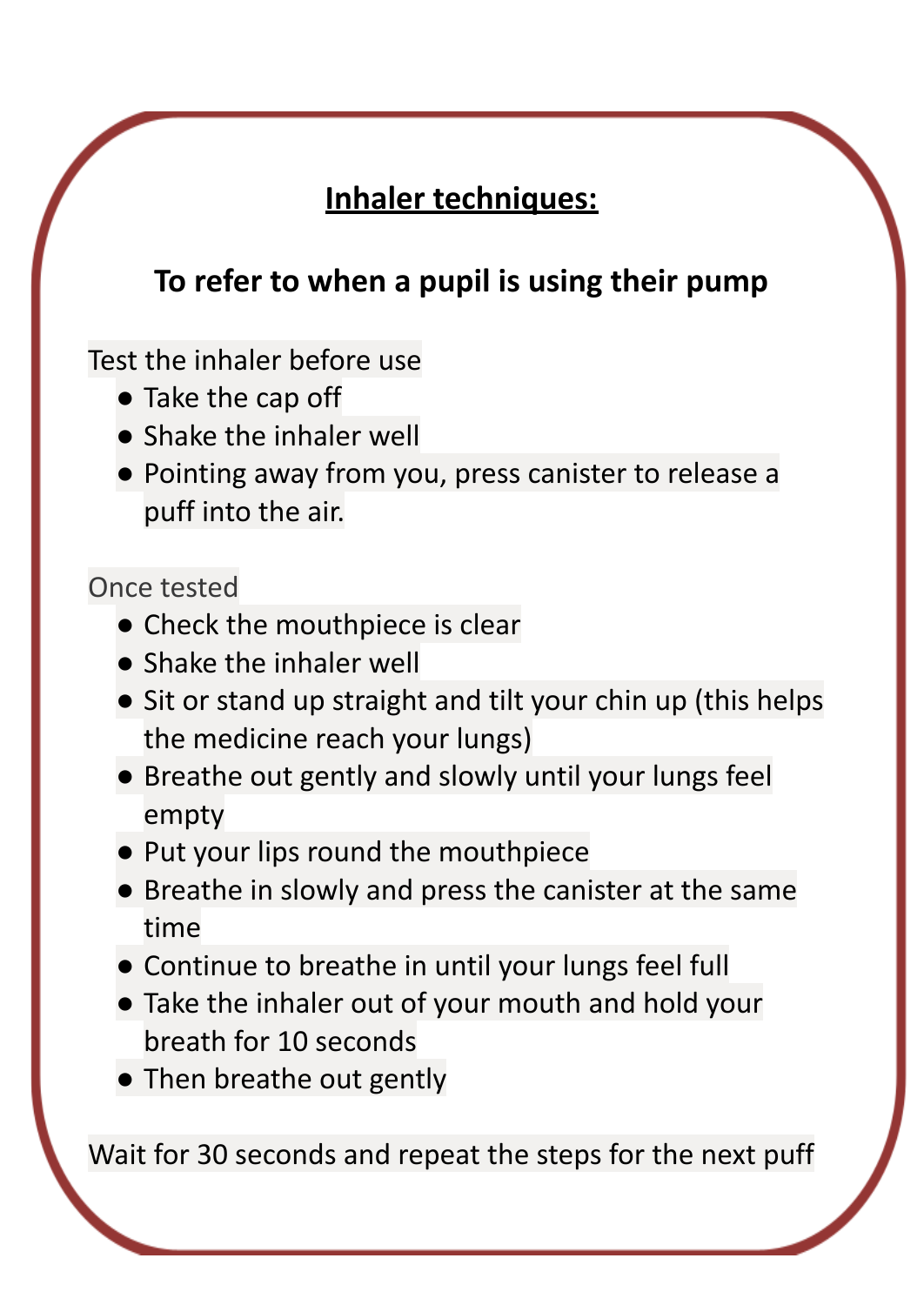## Inhaler techniques:

### To refer to when a pupil is using their pump

Test the inhaler before use

- Take the cap off
- Shake the inhaler well
- Pointing away from you, press canister to release a puff into the air.

Once tested

- Check the mouthpiece is clear
- Shake the inhaler well
- Sit or stand up straight and tilt your chin up (this helps the medicine reach your lungs)
- Breathe out gently and slowly until your lungs feel empty
- Put your lips round the mouthpiece
- Breathe in slowly and press the canister at the same time
- Continue to breathe in until your lungs feel full
- Take the inhaler out of your mouth and hold your breath for 10 seconds
- Then breathe out gently

Wait for 30 seconds and repeat the steps for the next puff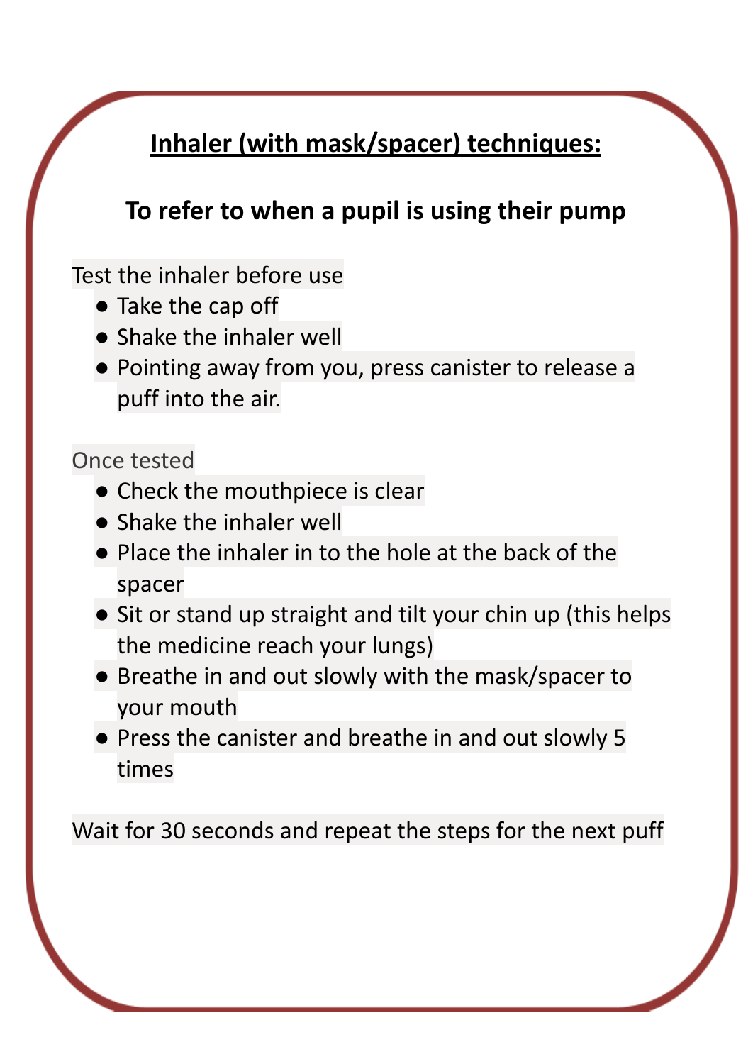## Inhaler (with mask/spacer) techniques:

### To refer to when a pupil is using their pump

Test the inhaler before use

- Take the cap off
- Shake the inhaler well
- Pointing away from you, press canister to release a puff into the air.

Once tested

- Check the mouthpiece is clear
- Shake the inhaler well
- Place the inhaler in to the hole at the back of the spacer
- Sit or stand up straight and tilt your chin up (this helps the medicine reach your lungs)
- Breathe in and out slowly with the mask/spacer to your mouth
- Press the canister and breathe in and out slowly 5 times

Wait for 30 seconds and repeat the steps for the next puff